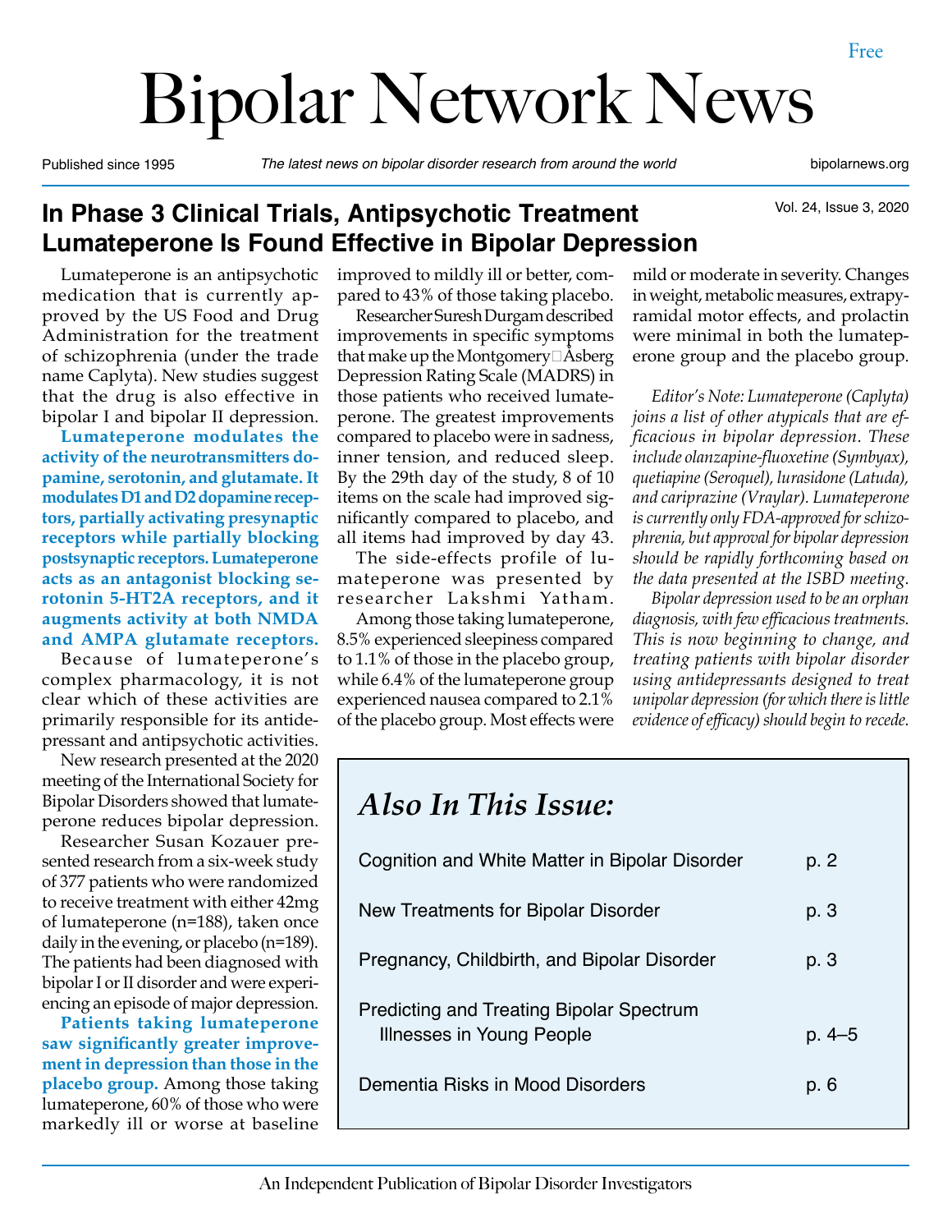# Bipolar Network News

Published since 1995 — *The latest news on bipolar disorder research from around the world* — bipolarnews.org

Free

Vol. 24, Issue 3, 2020

## In Phase 3 Clinical Trials, Antipsychotic Treatment Lumateperone Is Found Effective in Bipolar Depression

Lumateperone is an antipsychotic medication that is currently approved by the US Food and Drug Administration for the treatment of schizophrenia (under the trade name Caplyta). New studies suggest that the drug is also effective in bipolar I and bipolar II depression.

**Lumateperone modulates the activity of the neurotransmitters dopamine, serotonin, and glutamate. It modulates D1 and D2 dopamine receptors, partially activating presynaptic receptors while partially blocking postsynaptic receptors. Lumateperone acts as an antagonist blocking serotonin 5-HT2A receptors, and it augments activity at both NMDA and AMPA glutamate receptors.**

Because of lumateperone's complex pharmacology, it is not clear which of these activities are primarily responsible for its antidepressant and antipsychotic activities.

New research presented at the 2020 meeting of the International Society for Bipolar Disorders showed that lumateperone reduces bipolar depression.

Researcher Susan Kozauer presented research from a six-week study of 377 patients who were randomized to receive treatment with either 42mg of lumateperone (n=188), taken once daily in the evening, or placebo (n=189). The patients had been diagnosed with bipolar I or II disorder and were experiencing an episode of major depression.

**Patients taking lumateperone saw significantly greater improvement in depression than those in the placebo group.** Among those taking lumateperone, 60% of those who were markedly ill or worse at baseline improved to mildly ill or better, compared to 43% of those taking placebo.

Researcher Suresh Durgam described improvements in specific symptoms that make up the Montgomery–Åsberg Depression Rating Scale (MADRS) in those patients who received lumateperone. The greatest improvements compared to placebo were in sadness, inner tension, and reduced sleep. By the 29th day of the study, 8 of 10 items on the scale had improved significantly compared to placebo, and all items had improved by day 43.

The side-effects profile of lumateperone was presented by researcher Lakshmi Yatham.

Among those taking lumateperone, 8.5% experienced sleepiness compared to 1.1% of those in the placebo group, while 6.4% of the lumateperone group experienced nausea compared to 2.1% of the placebo group. Most effects were mild or moderate in severity. Changes in weight, metabolic measures, extrapyramidal motor effects, and prolactin were minimal in both the lumateperone group and the placebo group.

*Editor's Note: Lumateperone (Caplyta) joins a list of other atypicals that are efficacious in bipolar depression. These include olanzapine-fluoxetine (Symbyax), quetiapine (Seroquel), lurasidone (Latuda), and cariprazine (Vraylar). Lumateperone is currently only FDA-approved for schizophrenia, but approval for bipolar depression should be rapidly forthcoming based on the data presented at the ISBD meeting.*

*Bipolar depression used to be an orphan diagnosis, with few efficacious treatments. This is now beginning to change, and treating patients with bipolar disorder using antidepressants designed to treat unipolar depression (for which there is little evidence of efficacy) should begin to recede.*

## *Also In This Issue:*

| | |
|---|---|
| Cognition and White Matter in Bipolar Disorder | p. 2 |
| New Treatments for Bipolar Disorder | p. 3 |
| Pregnancy, Childbirth, and Bipolar Disorder | p. 3 |
| Predicting and Treating Bipolar Spectrum Illnesses in Young People | p. 4–5 |
| Dementia Risks in Mood Disorders | p. 6 |

An Independent Publication of Bipolar Disorder Investigators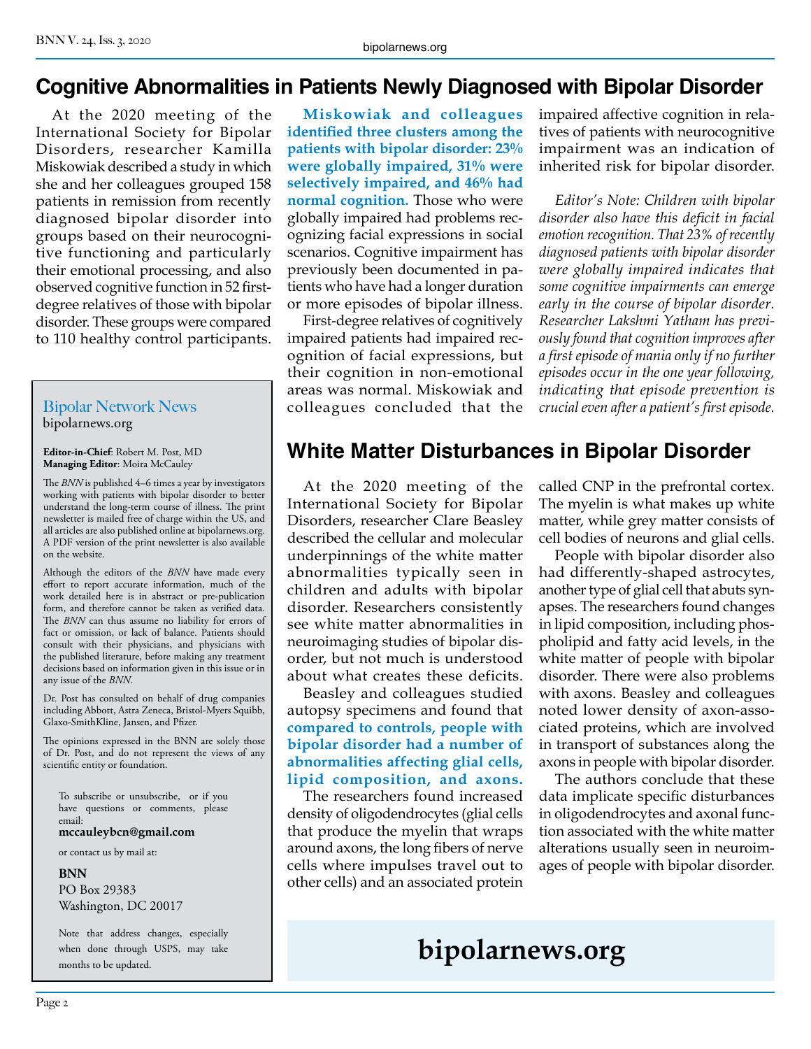# Cognitive Abnormalities in Patients Newly Diagnosed with Bipolar Disorder

At the 2020 meeting of the International Society for Bipolar Disorders, researcher Kamilla Miskowiak described a study in which she and her colleagues grouped 158 patients in remission from recently diagnosed bipolar disorder into groups based on their neurocognitive functioning and particularly their emotional processing, and also observed cognitive function in 52 first-degree relatives of those with bipolar disorder. These groups were compared to 110 healthy control participants.

**Miskowiak and colleagues identified three clusters among the patients with bipolar disorder: 23% were globally impaired, 31% were selectively impaired, and 46% had normal cognition.** Those who were globally impaired had problems recognizing facial expressions in social scenarios. Cognitive impairment has previously been documented in patients who have had a longer duration or more episodes of bipolar illness.

First-degree relatives of cognitively impaired patients had impaired recognition of facial expressions, but their cognition in non-emotional areas was normal. Miskowiak and colleagues concluded that the impaired affective cognition in relatives of patients with neurocognitive impairment was an indication of inherited risk for bipolar disorder.

*Editor's Note: Children with bipolar disorder also have this deficit in facial emotion recognition. That 23% of recently diagnosed patients with bipolar disorder were globally impaired indicates that some cognitive impairments can emerge early in the course of bipolar disorder. Researcher Lakshmi Yatham has previously found that cognition improves after a first episode of mania only if no further episodes occur in the one year following, indicating that episode prevention is crucial even after a patient's first episode.*

# White Matter Disturbances in Bipolar Disorder

At the 2020 meeting of the International Society for Bipolar Disorders, researcher Clare Beasley described the cellular and molecular underpinnings of the white matter abnormalities typically seen in children and adults with bipolar disorder. Researchers consistently see white matter abnormalities in neuroimaging studies of bipolar disorder, but not much is understood about what creates these deficits.

Beasley and colleagues studied autopsy specimens and found that **compared to controls, people with bipolar disorder had a number of abnormalities affecting glial cells, lipid composition, and axons.**

The researchers found increased density of oligodendrocytes (glial cells that produce the myelin that wraps around axons, the long fibers of nerve cells where impulses travel out to other cells) and an associated protein called CNP in the prefrontal cortex. The myelin is what makes up white matter, while grey matter consists of cell bodies of neurons and glial cells.

People with bipolar disorder also had differently-shaped astrocytes, another type of glial cell that abuts synapses. The researchers found changes in lipid composition, including phospholipid and fatty acid levels, in the white matter of people with bipolar disorder. There were also problems with axons. Beasley and colleagues noted lower density of axon-associated proteins, which are involved in transport of substances along the axons in people with bipolar disorder.

The authors conclude that these data implicate specific disturbances in oligodendrocytes and axonal function associated with the white matter alterations usually seen in neuroimages of people with bipolar disorder.

---

**Bipolar Network News**
bipolarnews.org

**Editor-in-Chief**: Robert M. Post, MD
**Managing Editor**: Moira McCauley

The *BNN* is published 4–6 times a year by investigators working with patients with bipolar disorder to better understand the long-term course of illness. The print newsletter is mailed free of charge within the US, and all articles are also published online at bipolarnews.org. A PDF version of the print newsletter is also available on the website.

Although the editors of the *BNN* have made every effort to report accurate information, much of the work detailed here is in abstract or pre-publication form, and therefore cannot be taken as verified data. The *BNN* can thus assume no liability for errors of fact or omission, or lack of balance. Patients should consult with their physicians, and physicians with the published literature, before making any treatment decisions based on information given in this issue or in any issue of the *BNN*.

Dr. Post has consulted on behalf of drug companies including Abbott, Astra Zeneca, Bristol-Myers Squibb, Glaxo-SmithKline, Jansen, and Pfizer.

The opinions expressed in the BNN are solely those of Dr. Post, and do not represent the views of any scientific entity or foundation.

To subscribe or unsubscribe, or if you have questions or comments, please email:
**mccauleybcn@gmail.com**

or contact us by mail at:

**BNN**
PO Box 29383
Washington, DC 20017

Note that address changes, especially when done through USPS, may take months to be updated.

**bipolarnews.org**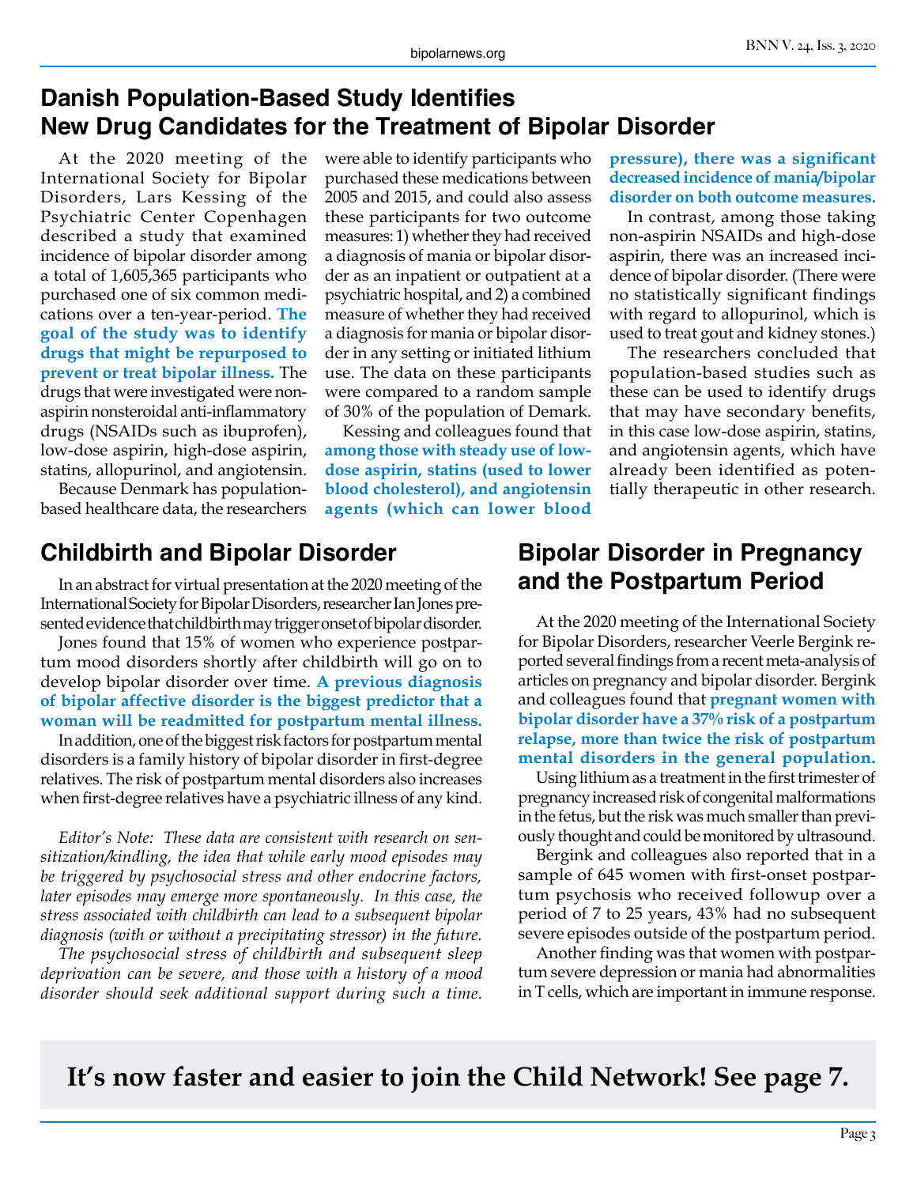## Danish Population-Based Study Identifies New Drug Candidates for the Treatment of Bipolar Disorder

At the 2020 meeting of the International Society for Bipolar Disorders, Lars Kessing of the Psychiatric Center Copenhagen described a study that examined incidence of bipolar disorder among a total of 1,605,365 participants who purchased one of six common medications over a ten-year-period. **The goal of the study was to identify drugs that might be repurposed to prevent or treat bipolar illness.** The drugs that were investigated were non-aspirin nonsteroidal anti-inflammatory drugs (NSAIDs such as ibuprofen), low-dose aspirin, high-dose aspirin, statins, allopurinol, and angiotensin.

Because Denmark has population-based healthcare data, the researchers were able to identify participants who purchased these medications between 2005 and 2015, and could also assess these participants for two outcome measures: 1) whether they had received a diagnosis of mania or bipolar disorder as an inpatient or outpatient at a psychiatric hospital, and 2) a combined measure of whether they had received a diagnosis for mania or bipolar disorder in any setting or initiated lithium use. The data on these participants were compared to a random sample of 30% of the population of Demark.

Kessing and colleagues found that **among those with steady use of low-dose aspirin, statins (used to lower blood cholesterol), and angiotensin agents (which can lower blood pressure), there was a significant decreased incidence of mania/bipolar disorder on both outcome measures.**

In contrast, among those taking non-aspirin NSAIDs and high-dose aspirin, there was an increased incidence of bipolar disorder. (There were no statistically significant findings with regard to allopurinol, which is used to treat gout and kidney stones.)

The researchers concluded that population-based studies such as these can be used to identify drugs that may have secondary benefits, in this case low-dose aspirin, statins, and angiotensin agents, which have already been identified as potentially therapeutic in other research.

## Childbirth and Bipolar Disorder

In an abstract for virtual presentation at the 2020 meeting of the International Society for Bipolar Disorders, researcher Ian Jones presented evidence that childbirth may trigger onset of bipolar disorder.

Jones found that 15% of women who experience postpartum mood disorders shortly after childbirth will go on to develop bipolar disorder over time. **A previous diagnosis of bipolar affective disorder is the biggest predictor that a woman will be readmitted for postpartum mental illness.**

In addition, one of the biggest risk factors for postpartum mental disorders is a family history of bipolar disorder in first-degree relatives. The risk of postpartum mental disorders also increases when first-degree relatives have a psychiatric illness of any kind.

*Editor's Note: These data are consistent with research on sensitization/kindling, the idea that while early mood episodes may be triggered by psychosocial stress and other endocrine factors, later episodes may emerge more spontaneously. In this case, the stress associated with childbirth can lead to a subsequent bipolar diagnosis (with or without a precipitating stressor) in the future.*

*The psychosocial stress of childbirth and subsequent sleep deprivation can be severe, and those with a history of a mood disorder should seek additional support during such a time.*

## Bipolar Disorder in Pregnancy and the Postpartum Period

At the 2020 meeting of the International Society for Bipolar Disorders, researcher Veerle Bergink reported several findings from a recent meta-analysis of articles on pregnancy and bipolar disorder. Bergink and colleagues found that **pregnant women with bipolar disorder have a 37% risk of a postpartum relapse, more than twice the risk of postpartum mental disorders in the general population.**

Using lithium as a treatment in the first trimester of pregnancy increased risk of congenital malformations in the fetus, but the risk was much smaller than previously thought and could be monitored by ultrasound.

Bergink and colleagues also reported that in a sample of 645 women with first-onset postpartum psychosis who received followup over a period of 7 to 25 years, 43% had no subsequent severe episodes outside of the postpartum period.

Another finding was that women with postpartum severe depression or mania had abnormalities in T cells, which are important in immune response.

**It's now faster and easier to join the Child Network! See page 7.**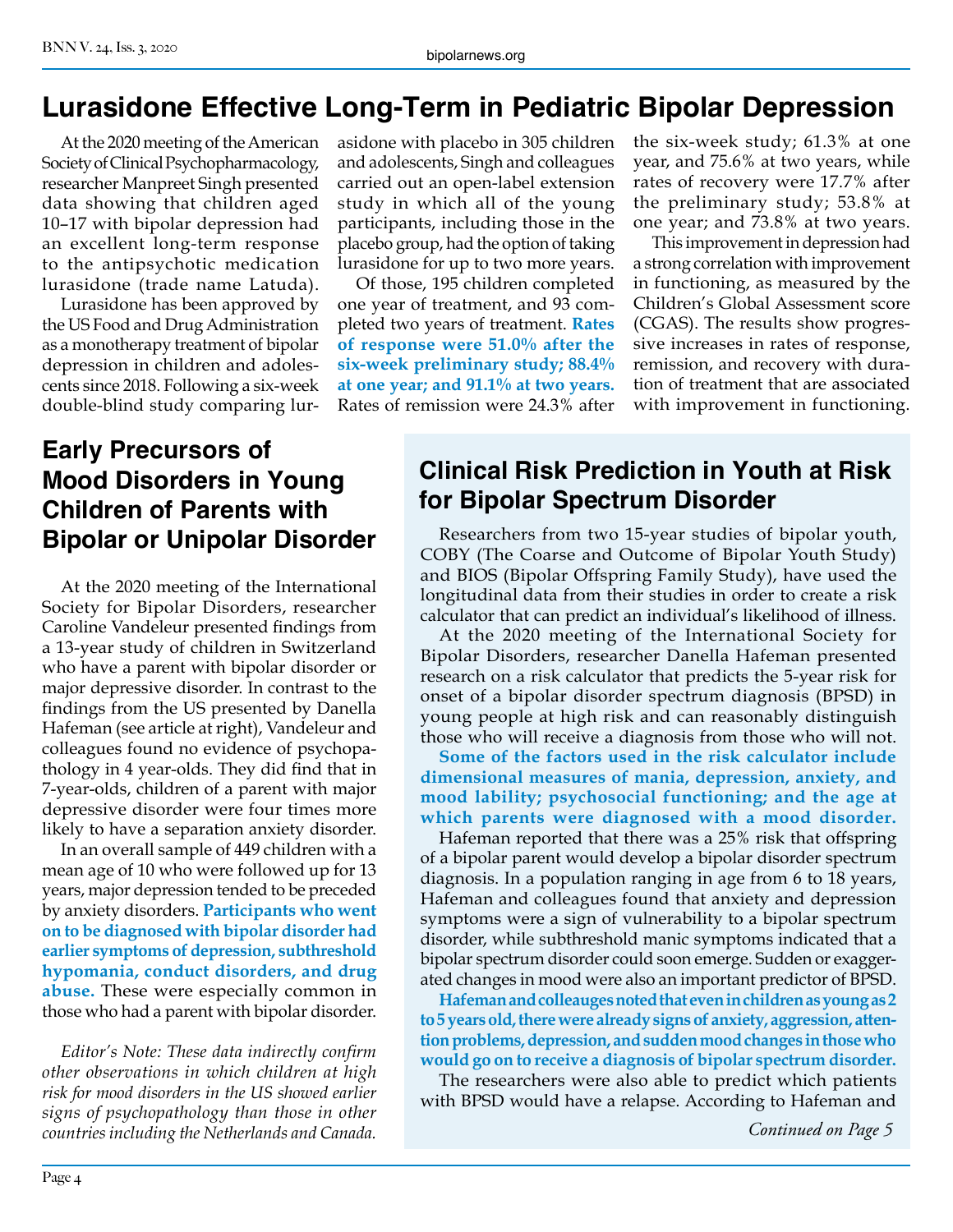# Lurasidone Effective Long-Term in Pediatric Bipolar Depression

At the 2020 meeting of the American Society of Clinical Psychopharmacology, researcher Manpreet Singh presented data showing that children aged 10–17 with bipolar depression had an excellent long-term response to the antipsychotic medication lurasidone (trade name Latuda).

Lurasidone has been approved by the US Food and Drug Administration as a monotherapy treatment of bipolar depression in children and adolescents since 2018. Following a six-week double-blind study comparing lurasidone with placebo in 305 children and adolescents, Singh and colleagues carried out an open-label extension study in which all of the young participants, including those in the placebo group, had the option of taking lurasidone for up to two more years.

Of those, 195 children completed one year of treatment, and 93 completed two years of treatment. **Rates of response were 51.0% after the six-week preliminary study; 88.4% at one year; and 91.1% at two years.** Rates of remission were 24.3% after the six-week study; 61.3% at one year, and 75.6% at two years, while rates of recovery were 17.7% after the preliminary study; 53.8% at one year; and 73.8% at two years.

This improvement in depression had a strong correlation with improvement in functioning, as measured by the Children's Global Assessment score (CGAS). The results show progressive increases in rates of response, remission, and recovery with duration of treatment that are associated with improvement in functioning.

## Early Precursors of Mood Disorders in Young Children of Parents with Bipolar or Unipolar Disorder

At the 2020 meeting of the International Society for Bipolar Disorders, researcher Caroline Vandeleur presented findings from a 13-year study of children in Switzerland who have a parent with bipolar disorder or major depressive disorder. In contrast to the findings from the US presented by Danella Hafeman (see article at right), Vandeleur and colleagues found no evidence of psychopathology in 4 year-olds. They did find that in 7-year-olds, children of a parent with major depressive disorder were four times more likely to have a separation anxiety disorder.

In an overall sample of 449 children with a mean age of 10 who were followed up for 13 years, major depression tended to be preceded by anxiety disorders. **Participants who went on to be diagnosed with bipolar disorder had earlier symptoms of depression, subthreshold hypomania, conduct disorders, and drug abuse.** These were especially common in those who had a parent with bipolar disorder.

*Editor's Note: These data indirectly confirm other observations in which children at high risk for mood disorders in the US showed earlier signs of psychopathology than those in other countries including the Netherlands and Canada.*

## Clinical Risk Prediction in Youth at Risk for Bipolar Spectrum Disorder

Researchers from two 15-year studies of bipolar youth, COBY (The Coarse and Outcome of Bipolar Youth Study) and BIOS (Bipolar Offspring Family Study), have used the longitudinal data from their studies in order to create a risk calculator that can predict an individual's likelihood of illness.

At the 2020 meeting of the International Society for Bipolar Disorders, researcher Danella Hafeman presented research on a risk calculator that predicts the 5-year risk for onset of a bipolar disorder spectrum diagnosis (BPSD) in young people at high risk and can reasonably distinguish those who will receive a diagnosis from those who will not.

**Some of the factors used in the risk calculator include dimensional measures of mania, depression, anxiety, and mood lability; psychosocial functioning; and the age at which parents were diagnosed with a mood disorder.**

Hafeman reported that there was a 25% risk that offspring of a bipolar parent would develop a bipolar disorder spectrum diagnosis. In a population ranging in age from 6 to 18 years, Hafeman and colleagues found that anxiety and depression symptoms were a sign of vulnerability to a bipolar spectrum disorder, while subthreshold manic symptoms indicated that a bipolar spectrum disorder could soon emerge. Sudden or exaggerated changes in mood were also an important predictor of BPSD.

**Hafeman and colleauges noted that even in children as young as 2 to 5 years old, there were already signs of anxiety, aggression, attention problems, depression, and sudden mood changes in those who would go on to receive a diagnosis of bipolar spectrum disorder.**

The researchers were also able to predict which patients with BPSD would have a relapse. According to Hafeman and

*Continued on Page 5*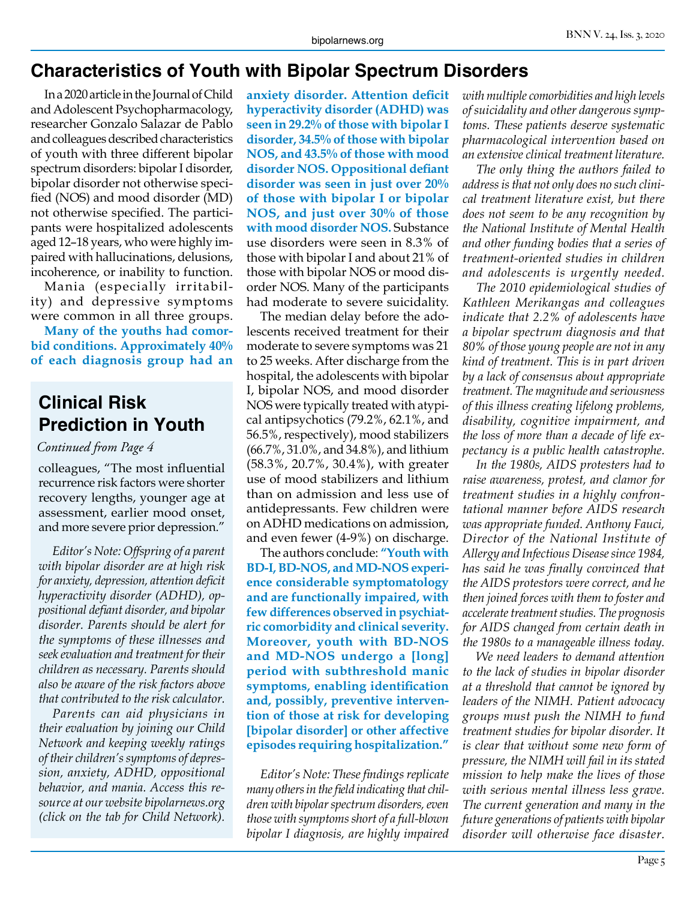# Characteristics of Youth with Bipolar Spectrum Disorders

In a 2020 article in the Journal of Child and Adolescent Psychopharmacology, researcher Gonzalo Salazar de Pablo and colleagues described characteristics of youth with three different bipolar spectrum disorders: bipolar I disorder, bipolar disorder not otherwise specified (NOS) and mood disorder (MD) not otherwise specified. The participants were hospitalized adolescents aged 12–18 years, who were highly impaired with hallucinations, delusions, incoherence, or inability to function.

Mania (especially irritability) and depressive symptoms were common in all three groups.

**Many of the youths had comorbid conditions. Approximately 40% of each diagnosis group had an anxiety disorder. Attention deficit hyperactivity disorder (ADHD) was seen in 29.2% of those with bipolar I disorder, 34.5% of those with bipolar NOS, and 43.5% of those with mood disorder NOS. Oppositional defiant disorder was seen in just over 20% of those with bipolar I or bipolar NOS, and just over 30% of those with mood disorder NOS.** Substance use disorders were seen in 8.3% of those with bipolar I and about 21% of those with bipolar NOS or mood disorder NOS. Many of the participants had moderate to severe suicidality.

The median delay before the adolescents received treatment for their moderate to severe symptoms was 21 to 25 weeks. After discharge from the hospital, the adolescents with bipolar I, bipolar NOS, and mood disorder NOS were typically treated with atypical antipsychotics (79.2%, 62.1%, and 56.5%, respectively), mood stabilizers (66.7%, 31.0%, and 34.8%), and lithium (58.3%, 20.7%, 30.4%), with greater use of mood stabilizers and lithium than on admission and less use of antidepressants. Few children were on ADHD medications on admission, and even fewer (4-9%) on discharge.

The authors conclude: **"Youth with BD-I, BD-NOS, and MD-NOS experience considerable symptomatology and are functionally impaired, with few differences observed in psychiatric comorbidity and clinical severity. Moreover, youth with BD-NOS and MD-NOS undergo a [long] period with subthreshold manic symptoms, enabling identification and, possibly, preventive intervention of those at risk for developing [bipolar disorder] or other affective episodes requiring hospitalization."**

*Editor's Note: These findings replicate many others in the field indicating that children with bipolar spectrum disorders, even those with symptoms short of a full-blown bipolar I diagnosis, are highly impaired with multiple comorbidities and high levels of suicidality and other dangerous symptoms. These patients deserve systematic pharmacological intervention based on an extensive clinical treatment literature.*

*The only thing the authors failed to address is that not only does no such clinical treatment literature exist, but there does not seem to be any recognition by the National Institute of Mental Health and other funding bodies that a series of treatment-oriented studies in children and adolescents is urgently needed.*

*The 2010 epidemiological studies of Kathleen Merikangas and colleagues indicate that 2.2% of adolescents have a bipolar spectrum diagnosis and that 80% of those young people are not in any kind of treatment. This is in part driven by a lack of consensus about appropriate treatment. The magnitude and seriousness of this illness creating lifelong problems, disability, cognitive impairment, and the loss of more than a decade of life expectancy is a public health catastrophe.*

*In the 1980s, AIDS protesters had to raise awareness, protest, and clamor for treatment studies in a highly confrontational manner before AIDS research was appropriate funded. Anthony Fauci, Director of the National Institute of Allergy and Infectious Disease since 1984, has said he was finally convinced that the AIDS protestors were correct, and he then joined forces with them to foster and accelerate treatment studies. The prognosis for AIDS changed from certain death in the 1980s to a manageable illness today.*

*We need leaders to demand attention to the lack of studies in bipolar disorder at a threshold that cannot be ignored by leaders of the NIMH. Patient advocacy groups must push the NIMH to fund treatment studies for bipolar disorder. It is clear that without some new form of pressure, the NIMH will fail in its stated mission to help make the lives of those with serious mental illness less grave. The current generation and many in the future generations of patients with bipolar disorder will otherwise face disaster.*

## Clinical Risk Prediction in Youth

*Continued from Page 4*

colleagues, "The most influential recurrence risk factors were shorter recovery lengths, younger age at assessment, earlier mood onset, and more severe prior depression."

*Editor's Note: Offspring of a parent with bipolar disorder are at high risk for anxiety, depression, attention deficit hyperactivity disorder (ADHD), oppositional defiant disorder, and bipolar disorder. Parents should be alert for the symptoms of these illnesses and seek evaluation and treatment for their children as necessary. Parents should also be aware of the risk factors above that contributed to the risk calculator.*

*Parents can aid physicians in their evaluation by joining our Child Network and keeping weekly ratings of their children's symptoms of depression, anxiety, ADHD, oppositional behavior, and mania. Access this resource at our website bipolarnews.org (click on the tab for Child Network).*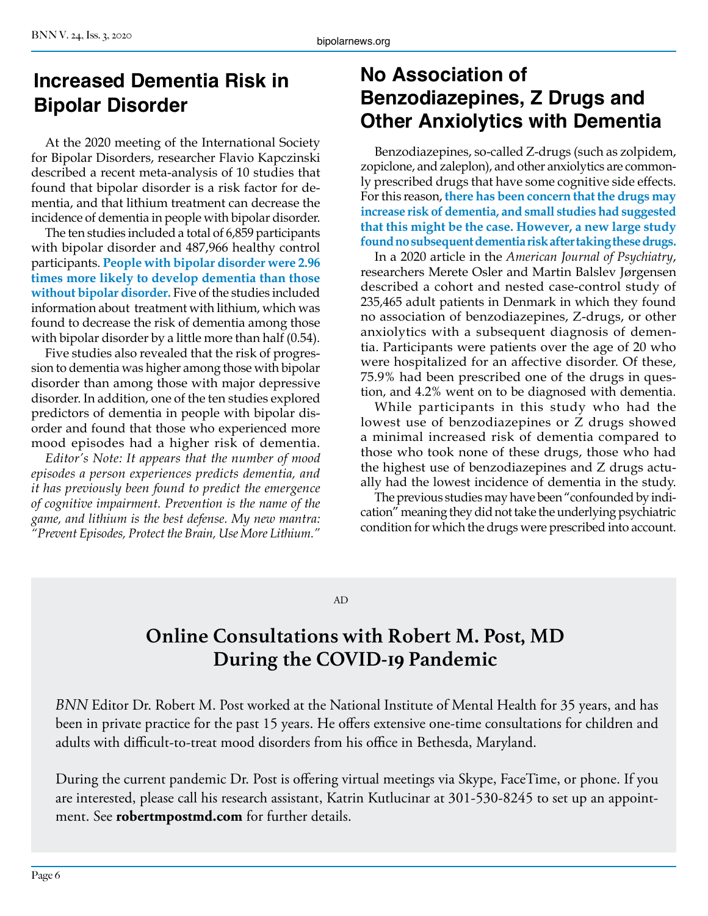## Increased Dementia Risk in Bipolar Disorder

At the 2020 meeting of the International Society for Bipolar Disorders, researcher Flavio Kapczinski described a recent meta-analysis of 10 studies that found that bipolar disorder is a risk factor for dementia, and that lithium treatment can decrease the incidence of dementia in people with bipolar disorder.

The ten studies included a total of 6,859 participants with bipolar disorder and 487,966 healthy control participants. **People with bipolar disorder were 2.96 times more likely to develop dementia than those without bipolar disorder.** Five of the studies included information about treatment with lithium, which was found to decrease the risk of dementia among those with bipolar disorder by a little more than half (0.54).

Five studies also revealed that the risk of progression to dementia was higher among those with bipolar disorder than among those with major depressive disorder. In addition, one of the ten studies explored predictors of dementia in people with bipolar disorder and found that those who experienced more mood episodes had a higher risk of dementia.

*Editor's Note: It appears that the number of mood episodes a person experiences predicts dementia, and it has previously been found to predict the emergence of cognitive impairment. Prevention is the name of the game, and lithium is the best defense. My new mantra: "Prevent Episodes, Protect the Brain, Use More Lithium."*

## No Association of Benzodiazepines, Z Drugs and Other Anxiolytics with Dementia

Benzodiazepines, so-called Z-drugs (such as zolpidem, zopiclone, and zaleplon), and other anxiolytics are commonly prescribed drugs that have some cognitive side effects. For this reason, **there has been concern that the drugs may increase risk of dementia, and small studies had suggested that this might be the case. However, a new large study found no subsequent dementia risk after taking these drugs.**

In a 2020 article in the *American Journal of Psychiatry*, researchers Merete Osler and Martin Balslev Jørgensen described a cohort and nested case-control study of 235,465 adult patients in Denmark in which they found no association of benzodiazepines, Z-drugs, or other anxiolytics with a subsequent diagnosis of dementia. Participants were patients over the age of 20 who were hospitalized for an affective disorder. Of these, 75.9% had been prescribed one of the drugs in question, and 4.2% went on to be diagnosed with dementia.

While participants in this study who had the lowest use of benzodiazepines or Z drugs showed a minimal increased risk of dementia compared to those who took none of these drugs, those who had the highest use of benzodiazepines and Z drugs actually had the lowest incidence of dementia in the study.

The previous studies may have been "confounded by indication" meaning they did not take the underlying psychiatric condition for which the drugs were prescribed into account.

AD

## Online Consultations with Robert M. Post, MD During the COVID-19 Pandemic

*BNN* Editor Dr. Robert M. Post worked at the National Institute of Mental Health for 35 years, and has been in private practice for the past 15 years. He offers extensive one-time consultations for children and adults with difficult-to-treat mood disorders from his office in Bethesda, Maryland.

During the current pandemic Dr. Post is offering virtual meetings via Skype, FaceTime, or phone. If you are interested, please call his research assistant, Katrin Kutlucinar at 301-530-8245 to set up an appointment. See **robertmpostmd.com** for further details.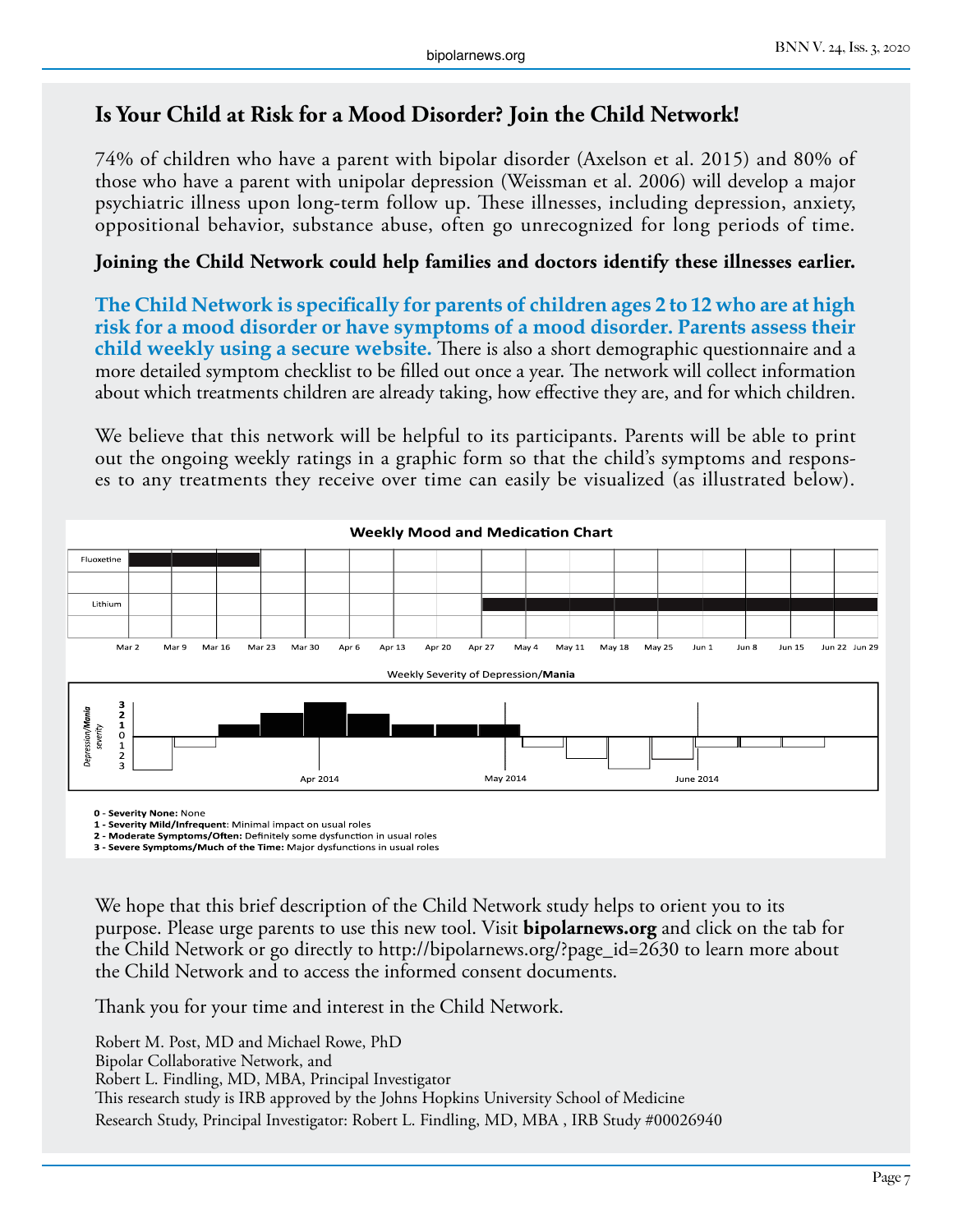## Is Your Child at Risk for a Mood Disorder? Join the Child Network!

74% of children who have a parent with bipolar disorder (Axelson et al. 2015) and 80% of those who have a parent with unipolar depression (Weissman et al. 2006) will develop a major psychiatric illness upon long-term follow up. These illnesses, including depression, anxiety, oppositional behavior, substance abuse, often go unrecognized for long periods of time.

**Joining the Child Network could help families and doctors identify these illnesses earlier.**

**The Child Network is specifically for parents of children ages 2 to 12 who are at high risk for a mood disorder or have symptoms of a mood disorder. Parents assess their child weekly using a secure website.** There is also a short demographic questionnaire and a more detailed symptom checklist to be filled out once a year. The network will collect information about which treatments children are already taking, how effective they are, and for which children.

We believe that this network will be helpful to its participants. Parents will be able to print out the ongoing weekly ratings in a graphic form so that the child's symptoms and responses to any treatments they receive over time can easily be visualized (as illustrated below).

**Weekly Mood and Medication Chart**

Fluoxetine | Lithium

Mar 2, Mar 9, Mar 16, Mar 23, Mar 30, Apr 6, Apr 13, Apr 20, Apr 27, May 4, May 11, May 18, May 25, Jun 1, Jun 8, Jun 15, Jun 22, Jun 29

Weekly Severity of Depression/**Mania**

*Depression/**Mania** severity*: 3, 2, 1, 0, 1, 2, 3

Apr 2014 | May 2014 | June 2014

**0 - Severity None:** None
**1 - Severity Mild/Infrequent**: Minimal impact on usual roles
**2 - Moderate Symptoms/Often:** Definitely some dysfunction in usual roles
**3 - Severe Symptoms/Much of the Time:** Major dysfunctions in usual roles

We hope that this brief description of the Child Network study helps to orient you to its purpose. Please urge parents to use this new tool. Visit **bipolarnews.org** and click on the tab for the Child Network or go directly to http://bipolarnews.org/?page_id=2630 to learn more about the Child Network and to access the informed consent documents.

Thank you for your time and interest in the Child Network.

Robert M. Post, MD and Michael Rowe, PhD
Bipolar Collaborative Network, and
Robert L. Findling, MD, MBA, Principal Investigator
This research study is IRB approved by the Johns Hopkins University School of Medicine
Research Study, Principal Investigator: Robert L. Findling, MD, MBA , IRB Study #00026940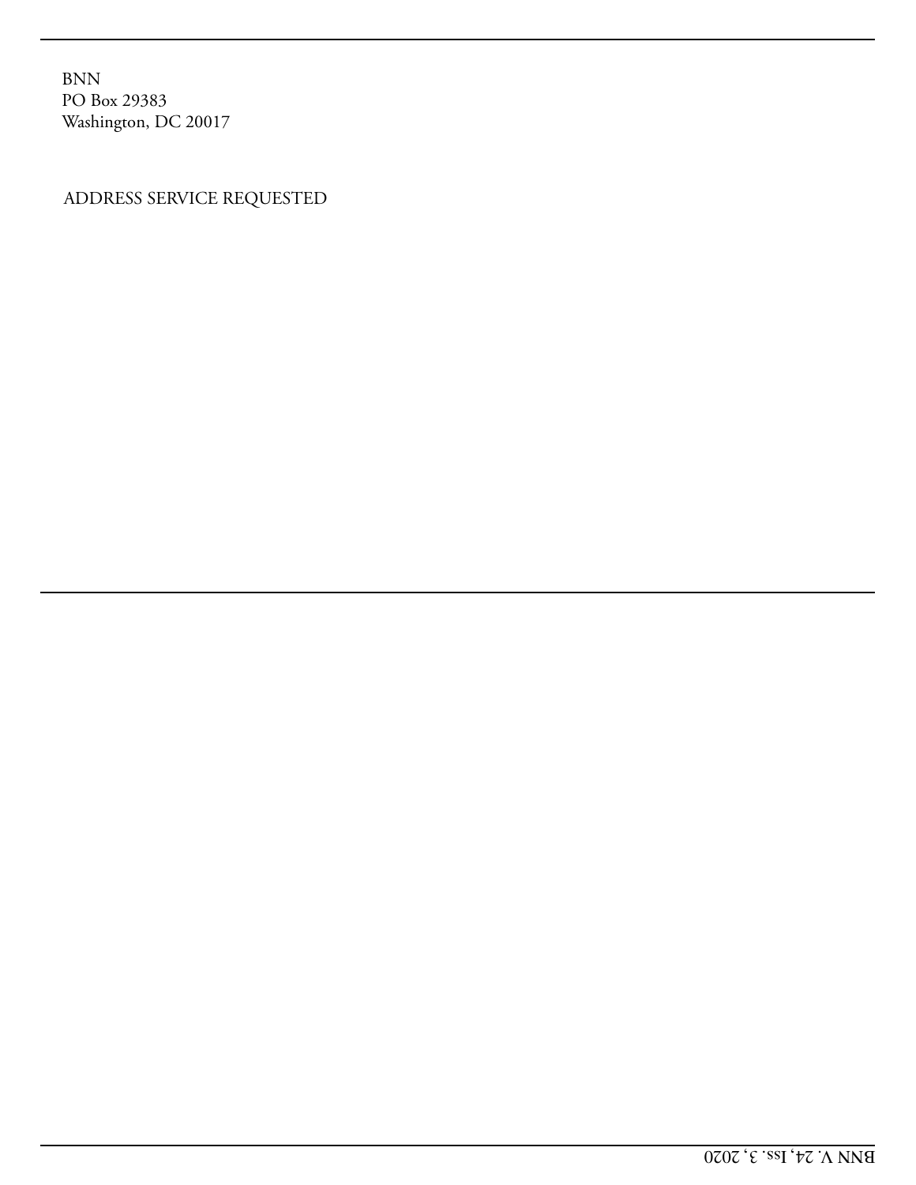BNN
PO Box 29383
Washington, DC 20017

ADDRESS SERVICE REQUESTED